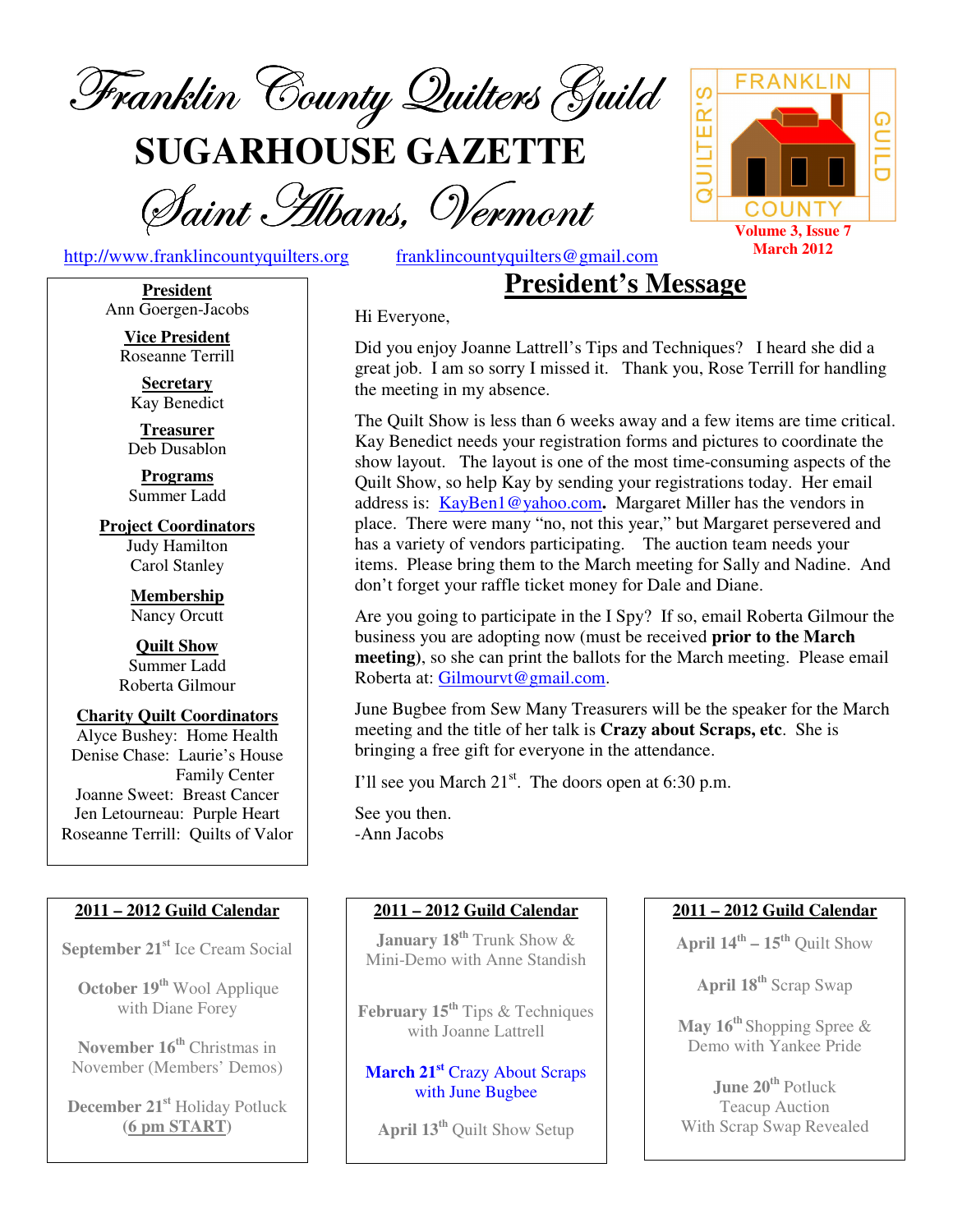# Franklin County Quilters Guild

# SUGARHOUSE GAZETTE

## Saint Albans, Vermont

Volume 3, Issue 7
March 2012

http://www.franklincountyquilters.org     franklincountyquilters@gmail.com

**President**
Ann Goergen-Jacobs

**Vice President**
Roseanne Terrill

**Secretary**
Kay Benedict

**Treasurer**
Deb Dusablon

**Programs**
Summer Ladd

**Project Coordinators**
Judy Hamilton
Carol Stanley

**Membership**
Nancy Orcutt

**Quilt Show**
Summer Ladd
Roberta Gilmour

**Charity Quilt Coordinators**
Alyce Bushey: Home Health
Denise Chase: Laurie's House Family Center
Joanne Sweet: Breast Cancer
Jen Letourneau: Purple Heart
Roseanne Terrill: Quilts of Valor

## President's Message

Hi Everyone,

Did you enjoy Joanne Lattrell's Tips and Techniques? I heard she did a great job. I am so sorry I missed it. Thank you, Rose Terrill for handling the meeting in my absence.

The Quilt Show is less than 6 weeks away and a few items are time critical. Kay Benedict needs your registration forms and pictures to coordinate the show layout. The layout is one of the most time-consuming aspects of the Quilt Show, so help Kay by sending your registrations today. Her email address is: KayBen1@yahoo.com**.** Margaret Miller has the vendors in place. There were many "no, not this year," but Margaret persevered and has a variety of vendors participating. The auction team needs your items. Please bring them to the March meeting for Sally and Nadine. And don't forget your raffle ticket money for Dale and Diane.

Are you going to participate in the I Spy? If so, email Roberta Gilmour the business you are adopting now (must be received **prior to the March meeting**), so she can print the ballots for the March meeting. Please email Roberta at: Gilmourvt@gmail.com.

June Bugbee from Sew Many Treasurers will be the speaker for the March meeting and the title of her talk is **Crazy about Scraps, etc**. She is bringing a free gift for everyone in the attendance.

I'll see you March 21st. The doors open at 6:30 p.m.

See you then.
-Ann Jacobs

## 2011 – 2012 Guild Calendar

**September 21st** Ice Cream Social

**October 19th** Wool Applique with Diane Forey

**November 16th** Christmas in November (Members' Demos)

**December 21st** Holiday Potluck (**6 pm START**)

**January 18th** Trunk Show & Mini-Demo with Anne Standish

**February 15th** Tips & Techniques with Joanne Lattrell

**March 21st** Crazy About Scraps with June Bugbee

**April 13th** Quilt Show Setup

**April 14th – 15th** Quilt Show

**April 18th** Scrap Swap

**May 16th** Shopping Spree & Demo with Yankee Pride

**June 20th** Potluck Teacup Auction With Scrap Swap Revealed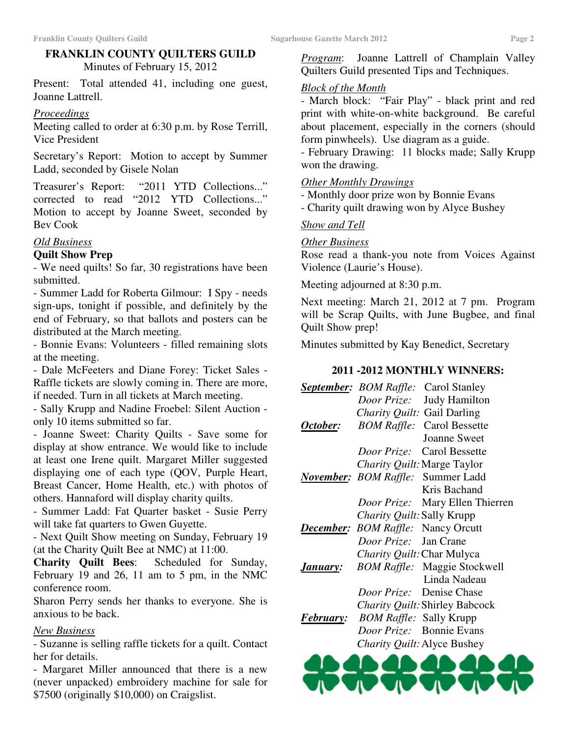## FRANKLIN COUNTY QUILTERS GUILD

Minutes of February 15, 2012

Present: Total attended 41, including one guest, Joanne Lattrell.

*Proceedings*

Meeting called to order at 6:30 p.m. by Rose Terrill, Vice President

Secretary's Report: Motion to accept by Summer Ladd, seconded by Gisele Nolan

Treasurer's Report: "2011 YTD Collections..." corrected to read "2012 YTD Collections..." Motion to accept by Joanne Sweet, seconded by Bev Cook

*Old Business*

**Quilt Show Prep**

- We need quilts! So far, 30 registrations have been submitted.
- Summer Ladd for Roberta Gilmour: I Spy - needs sign-ups, tonight if possible, and definitely by the end of February, so that ballots and posters can be distributed at the March meeting.
- Bonnie Evans: Volunteers - filled remaining slots at the meeting.
- Dale McFeeters and Diane Forey: Ticket Sales - Raffle tickets are slowly coming in. There are more, if needed. Turn in all tickets at March meeting.
- Sally Krupp and Nadine Froebel: Silent Auction - only 10 items submitted so far.
- Joanne Sweet: Charity Quilts - Save some for display at show entrance. We would like to include at least one Irene quilt. Margaret Miller suggested displaying one of each type (QOV, Purple Heart, Breast Cancer, Home Health, etc.) with photos of others. Hannaford will display charity quilts.
- Summer Ladd: Fat Quarter basket - Susie Perry will take fat quarters to Gwen Guyette.
- Next Quilt Show meeting on Sunday, February 19 (at the Charity Quilt Bee at NMC) at 11:00.

**Charity Quilt Bees**: Scheduled for Sunday, February 19 and 26, 11 am to 5 pm, in the NMC conference room.

Sharon Perry sends her thanks to everyone. She is anxious to be back.

*New Business*

- Suzanne is selling raffle tickets for a quilt. Contact her for details.
- Margaret Miller announced that there is a new (never unpacked) embroidery machine for sale for $7500 (originally $10,000) on Craigslist.

*Program*: Joanne Lattrell of Champlain Valley Quilters Guild presented Tips and Techniques.

*Block of the Month*

- March block: "Fair Play" - black print and red print with white-on-white background. Be careful about placement, especially in the corners (should form pinwheels). Use diagram as a guide.
- February Drawing: 11 blocks made; Sally Krupp won the drawing.

*Other Monthly Drawings*

- Monthly door prize won by Bonnie Evans
- Charity quilt drawing won by Alyce Bushey

*Show and Tell*

*Other Business*

Rose read a thank-you note from Voices Against Violence (Laurie's House).

Meeting adjourned at 8:30 p.m.

Next meeting: March 21, 2012 at 7 pm. Program will be Scrap Quilts, with June Bugbee, and final Quilt Show prep!

Minutes submitted by Kay Benedict, Secretary

### 2011 -2012 MONTHLY WINNERS:

| Month | Category | Winner |
|---|---|---|
| ***September:*** | *BOM Raffle:* | Carol Stanley |
| | *Door Prize:* | Judy Hamilton |
| | *Charity Quilt:* | Gail Darling |
| ***October:*** | *BOM Raffle:* | Carol Bessette |
| | | Joanne Sweet |
| | *Door Prize:* | Carol Bessette |
| | *Charity Quilt:* | Marge Taylor |
| ***November:*** | *BOM Raffle:* | Summer Ladd |
| | | Kris Bachand |
| | *Door Prize:* | Mary Ellen Thierren |
| | *Charity Quilt:* | Sally Krupp |
| ***December:*** | *BOM Raffle:* | Nancy Orcutt |
| | *Door Prize:* | Jan Crane |
| | *Charity Quilt:* | Char Mulyca |
| ***January:*** | *BOM Raffle:* | Maggie Stockwell |
| | | Linda Nadeau |
| | *Door Prize:* | Denise Chase |
| | *Charity Quilt:* | Shirley Babcock |
| ***February:*** | *BOM Raffle:* | Sally Krupp |
| | *Door Prize:* | Bonnie Evans |
| | *Charity Quilt:* | Alyce Bushey |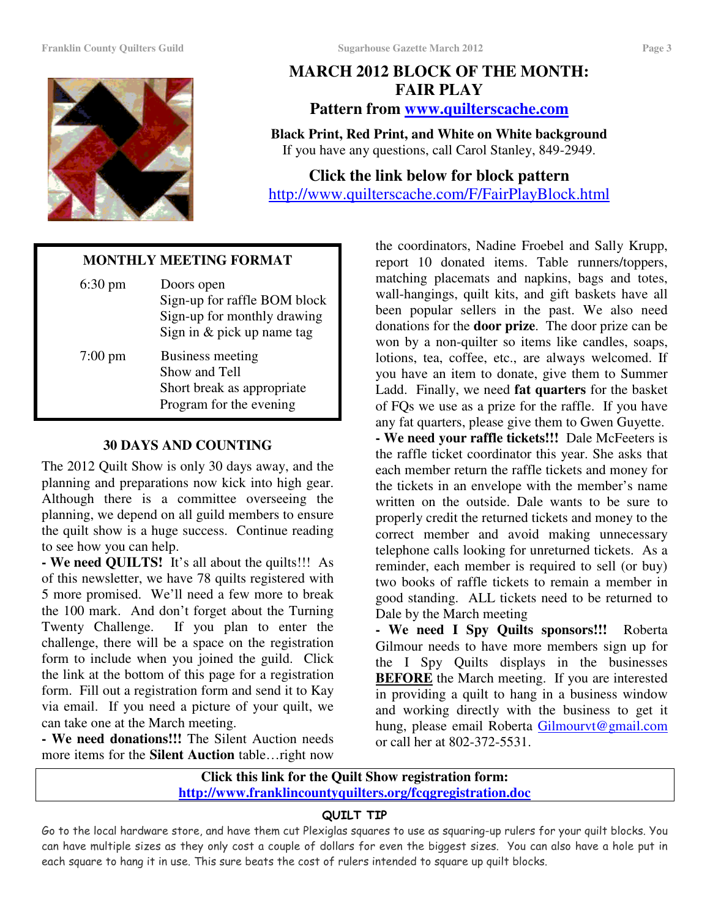## MARCH 2012 BLOCK OF THE MONTH: FAIR PLAY

**Pattern from [www.quilterscache.com](http://www.quilterscache.com)**

**Black Print, Red Print, and White on White background**
If you have any questions, call Carol Stanley, 849-2949.

**Click the link below for block pattern**
[http://www.quilterscache.com/F/FairPlayBlock.html](http://www.quilterscache.com/F/FairPlayBlock.html)

### MONTHLY MEETING FORMAT

| | |
|---|---|
| 6:30 pm | Doors open<br>Sign-up for raffle BOM block<br>Sign-up for monthly drawing<br>Sign in & pick up name tag |
| 7:00 pm | Business meeting<br>Show and Tell<br>Short break as appropriate<br>Program for the evening |

### 30 DAYS AND COUNTING

The 2012 Quilt Show is only 30 days away, and the planning and preparations now kick into high gear. Although there is a committee overseeing the planning, we depend on all guild members to ensure the quilt show is a huge success. Continue reading to see how you can help.

**- We need QUILTS!** It's all about the quilts!!! As of this newsletter, we have 78 quilts registered with 5 more promised. We'll need a few more to break the 100 mark. And don't forget about the Turning Twenty Challenge. If you plan to enter the challenge, there will be a space on the registration form to include when you joined the guild. Click the link at the bottom of this page for a registration form. Fill out a registration form and send it to Kay via email. If you need a picture of your quilt, we can take one at the March meeting.

**- We need donations!!!** The Silent Auction needs more items for the **Silent Auction** table…right now the coordinators, Nadine Froebel and Sally Krupp, report 10 donated items. Table runners/toppers, matching placemats and napkins, bags and totes, wall-hangings, quilt kits, and gift baskets have all been popular sellers in the past. We also need donations for the **door prize**. The door prize can be won by a non-quilter so items like candles, soaps, lotions, tea, coffee, etc., are always welcomed. If you have an item to donate, give them to Summer Ladd. Finally, we need **fat quarters** for the basket of FQs we use as a prize for the raffle. If you have any fat quarters, please give them to Gwen Guyette.

**- We need your raffle tickets!!!** Dale McFeeters is the raffle ticket coordinator this year. She asks that each member return the raffle tickets and money for the tickets in an envelope with the member's name written on the outside. Dale wants to be sure to properly credit the returned tickets and money to the correct member and avoid making unnecessary telephone calls looking for unreturned tickets. As a reminder, each member is required to sell (or buy) two books of raffle tickets to remain a member in good standing. ALL tickets need to be returned to Dale by the March meeting

**- We need I Spy Quilts sponsors!!!** Roberta Gilmour needs to have more members sign up for the I Spy Quilts displays in the businesses **BEFORE** the March meeting. If you are interested in providing a quilt to hang in a business window and working directly with the business to get it hung, please email Roberta [Gilmourvt@gmail.com](mailto:Gilmourvt@gmail.com) or call her at 802-372-5531.

**Click this link for the Quilt Show registration form:**
**[http://www.franklincountyquilters.org/fcqgregistration.doc](http://www.franklincountyquilters.org/fcqgregistration.doc)**

### QUILT TIP

Go to the local hardware store, and have them cut Plexiglas squares to use as squaring-up rulers for your quilt blocks. You can have multiple sizes as they only cost a couple of dollars for even the biggest sizes. You can also have a hole put in each square to hang it in use. This sure beats the cost of rulers intended to square up quilt blocks.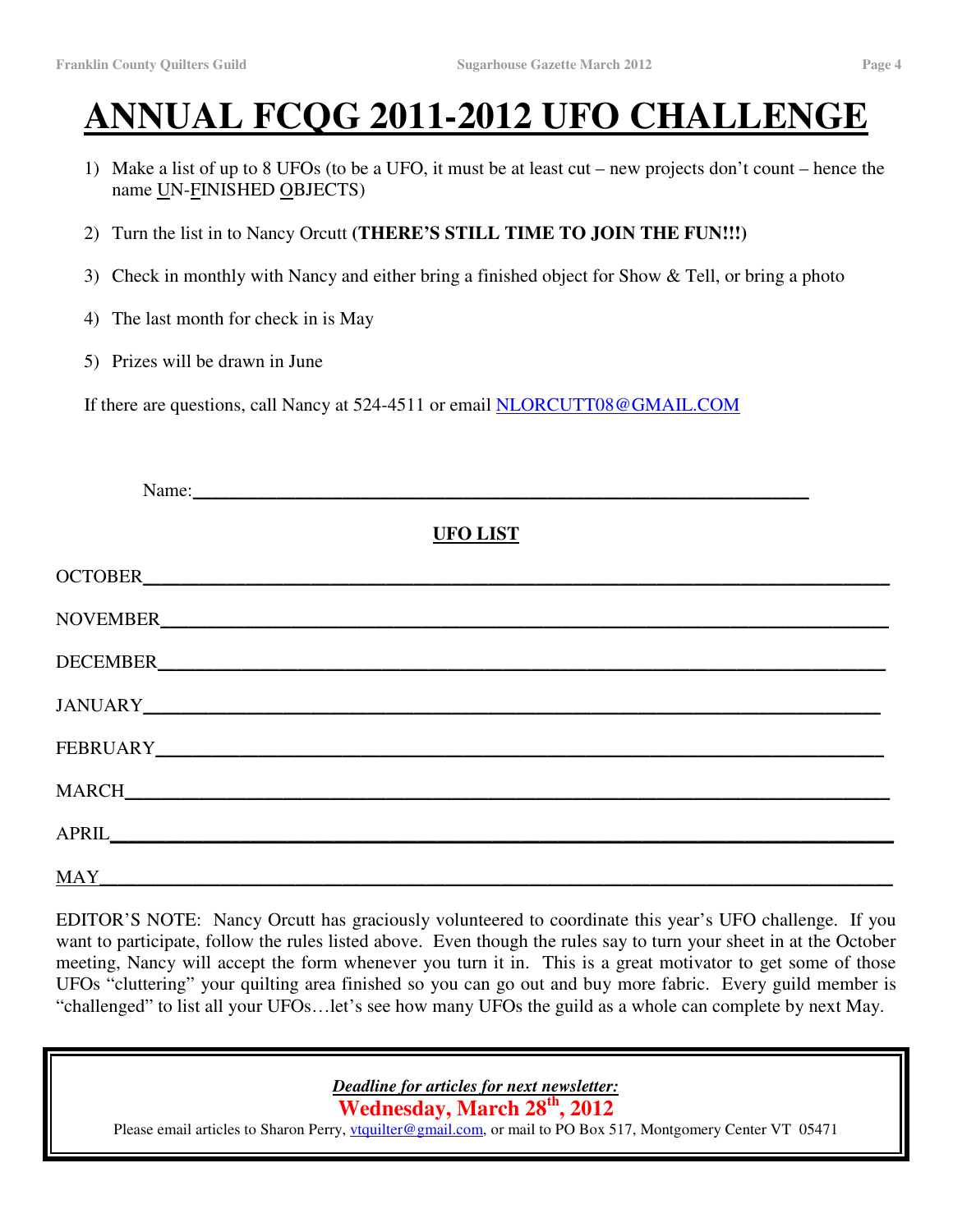# ANNUAL FCQG 2011-2012 UFO CHALLENGE

1) Make a list of up to 8 UFOs (to be a UFO, it must be at least cut – new projects don't count – hence the name UN-FINISHED OBJECTS)
2) Turn the list in to Nancy Orcutt **(THERE'S STILL TIME TO JOIN THE FUN!!!)**
3) Check in monthly with Nancy and either bring a finished object for Show & Tell, or bring a photo
4) The last month for check in is May
5) Prizes will be drawn in June

If there are questions, call Nancy at 524-4511 or email NLORCUTT08@GMAIL.COM

Name:_______________________________________________________________

**UFO LIST**

OCTOBER_______________________________________________________________

NOVEMBER______________________________________________________________

DECEMBER______________________________________________________________

JANUARY_______________________________________________________________

FEBRUARY______________________________________________________________

MARCH_________________________________________________________________

APRIL_________________________________________________________________

MAY___________________________________________________________________

EDITOR'S NOTE: Nancy Orcutt has graciously volunteered to coordinate this year's UFO challenge. If you want to participate, follow the rules listed above. Even though the rules say to turn your sheet in at the October meeting, Nancy will accept the form whenever you turn it in. This is a great motivator to get some of those UFOs "cluttering" your quilting area finished so you can go out and buy more fabric. Every guild member is "challenged" to list all your UFOs…let's see how many UFOs the guild as a whole can complete by next May.

***Deadline for articles for next newsletter:***

**Wednesday, March 28th, 2012**

Please email articles to Sharon Perry, vtquilter@gmail.com, or mail to PO Box 517, Montgomery Center VT 05471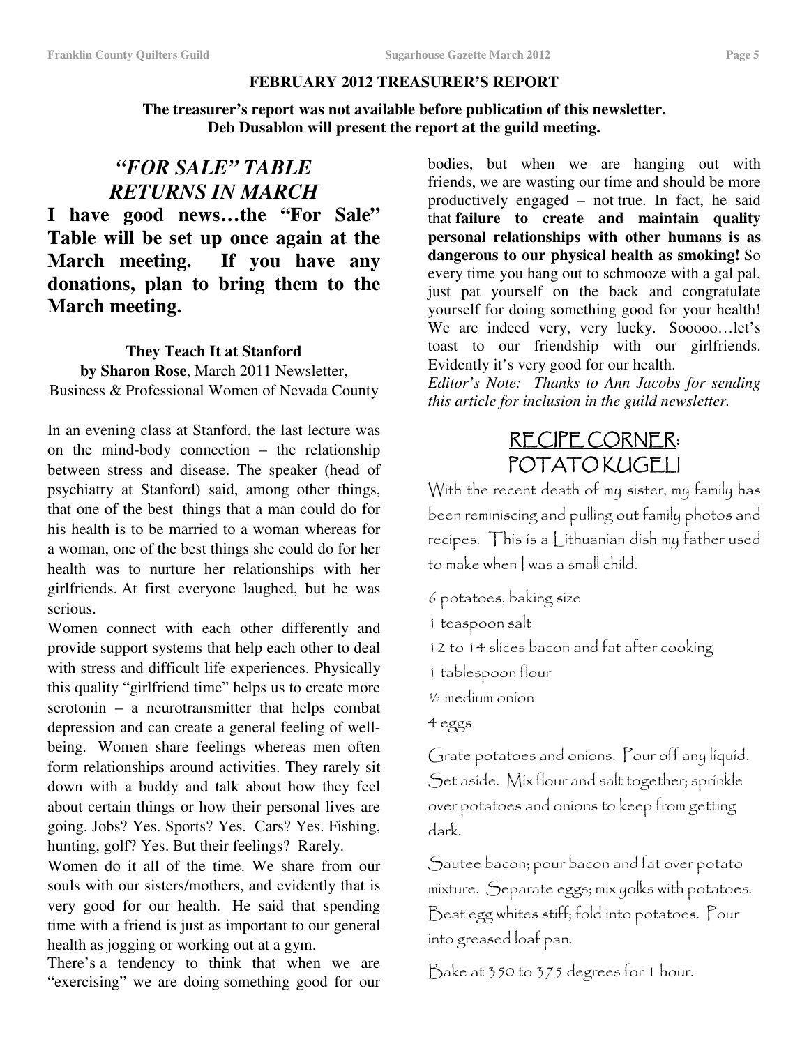## FEBRUARY 2012 TREASURER'S REPORT

**The treasurer's report was not available before publication of this newsletter. Deb Dusablon will present the report at the guild meeting.**

## *"FOR SALE" TABLE RETURNS IN MARCH*

**I have good news…the "For Sale" Table will be set up once again at the March meeting. If you have any donations, plan to bring them to the March meeting.**

### They Teach It at Stanford

**by Sharon Rose**, March 2011 Newsletter, Business & Professional Women of Nevada County

In an evening class at Stanford, the last lecture was on the mind-body connection – the relationship between stress and disease. The speaker (head of psychiatry at Stanford) said, among other things, that one of the best things that a man could do for his health is to be married to a woman whereas for a woman, one of the best things she could do for her health was to nurture her relationships with her girlfriends. At first everyone laughed, but he was serious.

Women connect with each other differently and provide support systems that help each other to deal with stress and difficult life experiences. Physically this quality "girlfriend time" helps us to create more serotonin – a neurotransmitter that helps combat depression and can create a general feeling of well-being. Women share feelings whereas men often form relationships around activities. They rarely sit down with a buddy and talk about how they feel about certain things or how their personal lives are going. Jobs? Yes. Sports? Yes. Cars? Yes. Fishing, hunting, golf? Yes. But their feelings? Rarely.

Women do it all of the time. We share from our souls with our sisters/mothers, and evidently that is very good for our health. He said that spending time with a friend is just as important to our general health as jogging or working out at a gym.

There's a tendency to think that when we are "exercising" we are doing something good for our bodies, but when we are hanging out with friends, we are wasting our time and should be more productively engaged – not true. In fact, he said that **failure to create and maintain quality personal relationships with other humans is as dangerous to our physical health as smoking!** So every time you hang out to schmooze with a gal pal, just pat yourself on the back and congratulate yourself for doing something good for your health! We are indeed very, very lucky. Sooooo…let's toast to our friendship with our girlfriends. Evidently it's very good for our health.

*Editor's Note: Thanks to Ann Jacobs for sending this article for inclusion in the guild newsletter.*

## RECIPE CORNER: POTATO KUGELI

With the recent death of my sister, my family has been reminiscing and pulling out family photos and recipes. This is a Lithuanian dish my father used to make when I was a small child.

6 potatoes, baking size

1 teaspoon salt

12 to 14 slices bacon and fat after cooking

1 tablespoon flour

½ medium onion

4 eggs

Grate potatoes and onions. Pour off any liquid. Set aside. Mix flour and salt together; sprinkle over potatoes and onions to keep from getting dark.

Sautee bacon; pour bacon and fat over potato mixture. Separate eggs; mix yolks with potatoes. Beat egg whites stiff; fold into potatoes. Pour into greased loaf pan.

Bake at 350 to 375 degrees for 1 hour.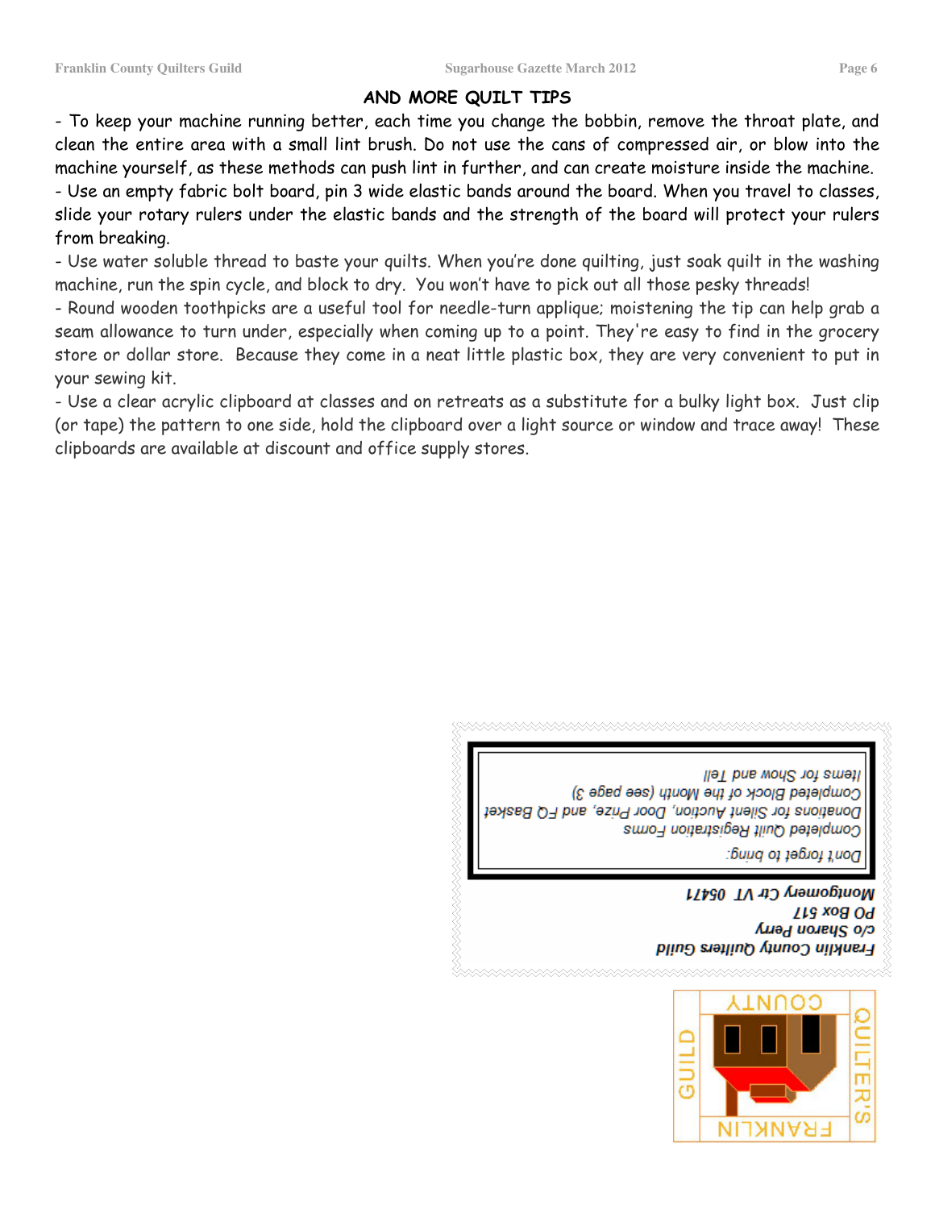## AND MORE QUILT TIPS

- To keep your machine running better, each time you change the bobbin, remove the throat plate, and clean the entire area with a small lint brush. Do not use the cans of compressed air, or blow into the machine yourself, as these methods can push lint in further, and can create moisture inside the machine.
- Use an empty fabric bolt board, pin 3 wide elastic bands around the board. When you travel to classes, slide your rotary rulers under the elastic bands and the strength of the board will protect your rulers from breaking.
- Use water soluble thread to baste your quilts. When you're done quilting, just soak quilt in the washing machine, run the spin cycle, and block to dry. You won't have to pick out all those pesky threads!
- Round wooden toothpicks are a useful tool for needle-turn applique; moistening the tip can help grab a seam allowance to turn under, especially when coming up to a point. They're easy to find in the grocery store or dollar store. Because they come in a neat little plastic box, they are very convenient to put in your sewing kit.
- Use a clear acrylic clipboard at classes and on retreats as a substitute for a bulky light box. Just clip (or tape) the pattern to one side, hold the clipboard over a light source or window and trace away! These clipboards are available at discount and office supply stores.

Don't forget to bring:
Completed Quilt Registration Forms
Donations for Silent Auction, Door Prize, and FQ Basket
Completed Block of the Month (see page 3)
Items for Show and Tell

Franklin County Quilters Guild
c/o Sharon Perry
PO Box 517
Montgomery Ctr VT 05471

FRANKLIN COUNTY QUILTER'S GUILD